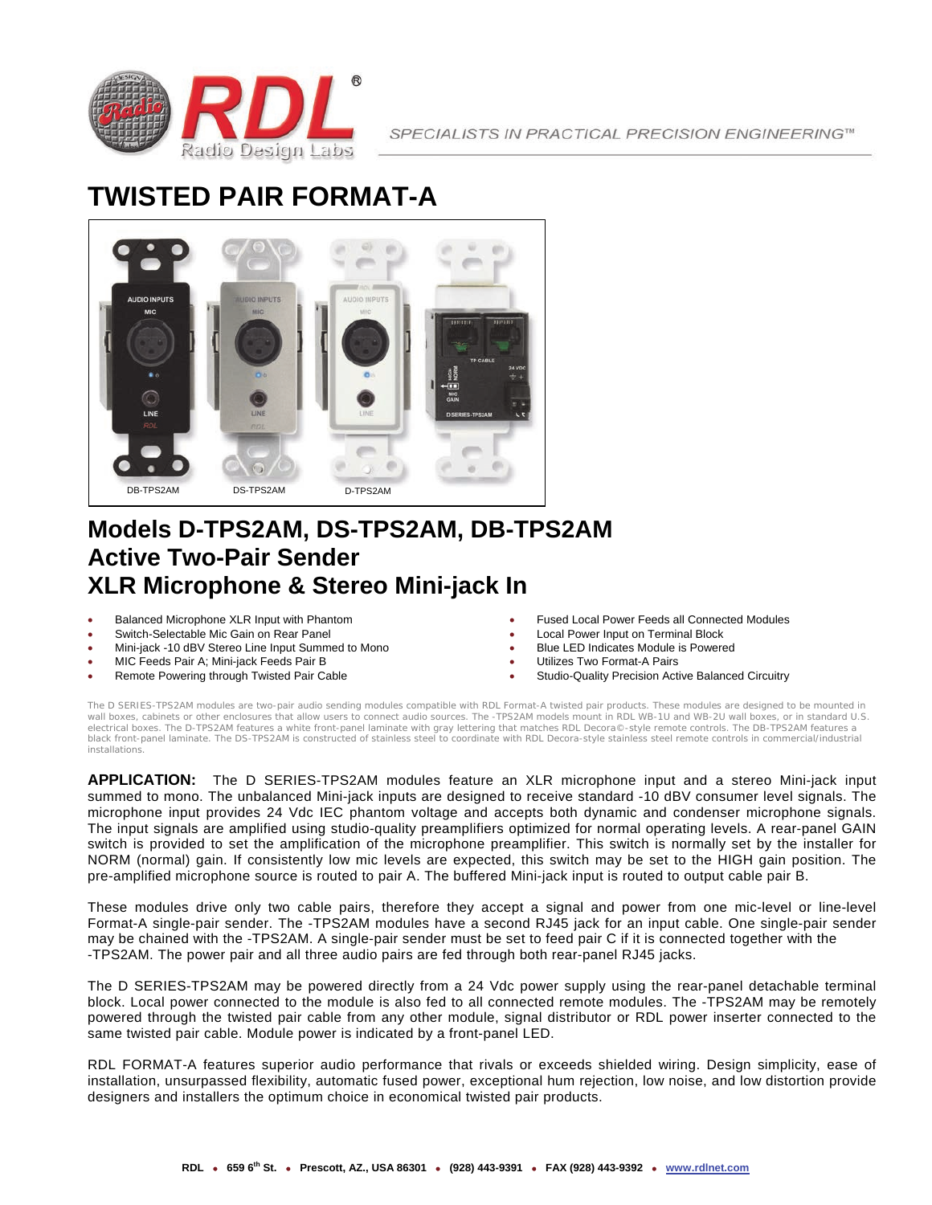SPECIALISTS IN PRACTICAL PRECISION ENGINEERING™

# TWISTED PAIR FORMAT-A

DB-TPS2AM DS-TPS2AM D-TPS2AM

## Models D-TPS2AM, DS-TPS2AM, DB-TPS2AM
## Active Two-Pair Sender
## XLR Microphone & Stereo Mini-jack In

- Balanced Microphone XLR Input with Phantom
- Switch-Selectable Mic Gain on Rear Panel
- Mini-jack -10 dBV Stereo Line Input Summed to Mono
- MIC Feeds Pair A; Mini-jack Feeds Pair B
- Remote Powering through Twisted Pair Cable
- Fused Local Power Feeds all Connected Modules
- Local Power Input on Terminal Block
- Blue LED Indicates Module is Powered
- Utilizes Two Format-A Pairs
- Studio-Quality Precision Active Balanced Circuitry

The D SERIES-TPS2AM modules are two-pair audio sending modules compatible with RDL Format-A twisted pair products. These modules are designed to be mounted in wall boxes, cabinets or other enclosures that allow users to connect audio sources. The -TPS2AM models mount in RDL WB-1U and WB-2U wall boxes, or in standard U.S. electrical boxes. The D-TPS2AM features a white front-panel laminate with gray lettering that matches RDL Decora©-style remote controls. The DB-TPS2AM features a black front-panel laminate. The DS-TPS2AM is constructed of stainless steel to coordinate with RDL Decora-style stainless steel remote controls in commercial/industrial installations.

**APPLICATION:** The D SERIES-TPS2AM modules feature an XLR microphone input and a stereo Mini-jack input summed to mono. The unbalanced Mini-jack inputs are designed to receive standard -10 dBV consumer level signals. The microphone input provides 24 Vdc IEC phantom voltage and accepts both dynamic and condenser microphone signals. The input signals are amplified using studio-quality preamplifiers optimized for normal operating levels. A rear-panel GAIN switch is provided to set the amplification of the microphone preamplifier. This switch is normally set by the installer for NORM (normal) gain. If consistently low mic levels are expected, this switch may be set to the HIGH gain position. The pre-amplified microphone source is routed to pair A. The buffered Mini-jack input is routed to output cable pair B.

These modules drive only two cable pairs, therefore they accept a signal and power from one mic-level or line-level Format-A single-pair sender. The -TPS2AM modules have a second RJ45 jack for an input cable. One single-pair sender may be chained with the -TPS2AM. A single-pair sender must be set to feed pair C if it is connected together with the -TPS2AM. The power pair and all three audio pairs are fed through both rear-panel RJ45 jacks.

The D SERIES-TPS2AM may be powered directly from a 24 Vdc power supply using the rear-panel detachable terminal block. Local power connected to the module is also fed to all connected remote modules. The -TPS2AM may be remotely powered through the twisted pair cable from any other module, signal distributor or RDL power inserter connected to the same twisted pair cable. Module power is indicated by a front-panel LED.

RDL FORMAT-A features superior audio performance that rivals or exceeds shielded wiring. Design simplicity, ease of installation, unsurpassed flexibility, automatic fused power, exceptional hum rejection, low noise, and low distortion provide designers and installers the optimum choice in economical twisted pair products.

**RDL • 659 6th St. • Prescott, AZ., USA 86301 • (928) 443-9391 • FAX (928) 443-9392 • www.rdlnet.com**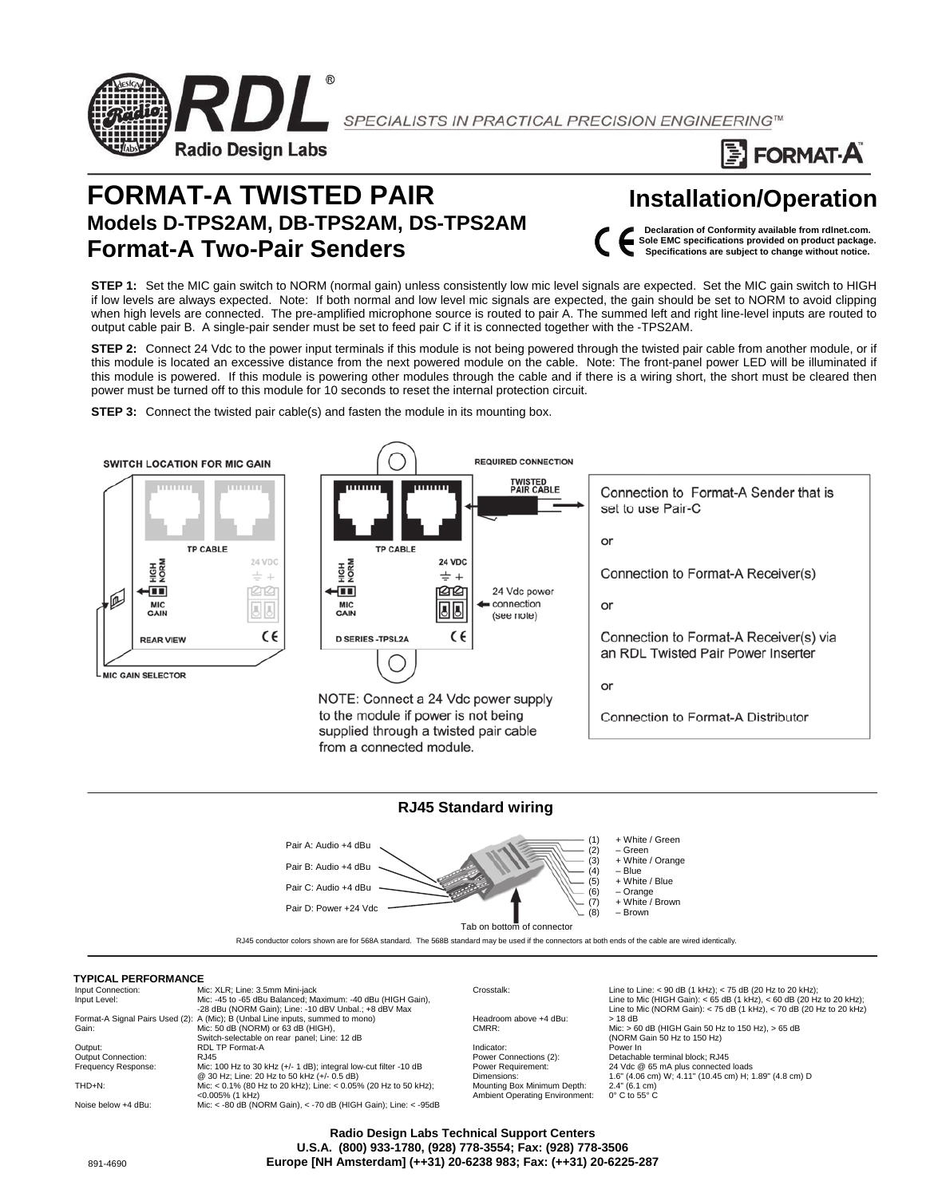SPECIALISTS IN PRACTICAL PRECISION ENGINEERING™

# FORMAT-A TWISTED PAIR

## Models D-TPS2AM, DB-TPS2AM, DS-TPS2AM

## Format-A Two-Pair Senders

# Installation/Operation

**Declaration of Conformity available from rdlnet.com. Sole EMC specifications provided on product package. Specifications are subject to change without notice.**

**STEP 1:** Set the MIC gain switch to NORM (normal gain) unless consistently low mic level signals are expected. Set the MIC gain switch to HIGH if low levels are always expected. Note: If both normal and low level mic signals are expected, the gain should be set to NORM to avoid clipping when high levels are connected. The pre-amplified microphone source is routed to pair A. The summed left and right line-level inputs are routed to output cable pair B. A single-pair sender must be set to feed pair C if it is connected together with the -TPS2AM.

**STEP 2:** Connect 24 Vdc to the power input terminals if this module is not being powered through the twisted pair cable from another module, or if this module is located an excessive distance from the next powered module on the cable. Note: The front-panel power LED will be illuminated if this module is powered. If this module is powering other modules through the cable and if there is a wiring short, the short must be cleared then power must be turned off to this module for 10 seconds to reset the internal protection circuit.

**STEP 3:** Connect the twisted pair cable(s) and fasten the module in its mounting box.

SWITCH LOCATION FOR MIC GAIN

TP CABLE

HIGH NORM

MIC GAIN

24 VDC

REAR VIEW

MIC GAIN SELECTOR

REQUIRED CONNECTION

TWISTED PAIR CABLE

D SERIES -TPSL2A

24 Vdc power connection (see note)

NOTE: Connect a 24 Vdc power supply to the module if power is not being supplied through a twisted pair cable from a connected module.

Connection to Format-A Sender that is set to use Pair-C

or

Connection to Format-A Receiver(s)

or

Connection to Format-A Receiver(s) via an RDL Twisted Pair Power Inserter

or

Connection to Format-A Distributor

### RJ45 Standard wiring

Pair A: Audio +4 dBu

Pair B: Audio +4 dBu

Pair C: Audio +4 dBu

Pair D: Power +24 Vdc

(1) + White / Green
(2) – Green
(3) + White / Orange
(4) – Blue
(5) + White / Blue
(6) – Orange
(7) + White / Brown
(8) – Brown

Tab on bottom of connector

RJ45 conductor colors shown are for 568A standard. The 568B standard may be used if the connectors at both ends of the cable are wired identically.

### TYPICAL PERFORMANCE

| | |
|---|---|
| Input Connection: | Mic: XLR; Line: 3.5mm Mini-jack |
| Input Level: | Mic: -45 to -65 dBu Balanced; Maximum: -40 dBu (HIGH Gain), -28 dBu (NORM Gain); Line: -10 dBV Unbal.; +8 dBV Max |
| Format-A Signal Pairs Used (2): | A (Mic); B (Unbal Line inputs, summed to mono) |
| Gain: | Mic: 50 dB (NORM) or 63 dB (HIGH), Switch-selectable on rear panel; Line: 12 dB |
| Output: | RDL TP Format-A |
| Output Connection: | RJ45 |
| Frequency Response: | Mic: 100 Hz to 30 kHz (+/- 1 dB); integral low-cut filter -10 dB @ 30 Hz; Line: 20 Hz to 50 kHz (+/- 0.5 dB) |
| THD+N: | Mic: < 0.1% (80 Hz to 20 kHz); Line: < 0.05% (20 Hz to 50 kHz); <0.005% (1 kHz) |
| Noise below +4 dBu: | Mic: < -80 dB (NORM Gain), < -70 dB (HIGH Gain); Line: < -95dB |
| Crosstalk: | Line to Line: < 90 dB (1 kHz); < 75 dB (20 Hz to 20 kHz); Line to Mic (HIGH Gain): < 65 dB (1 kHz), < 60 dB (20 Hz to 20 kHz); Line to Mic (NORM Gain): < 75 dB (1 kHz), < 70 dB (20 Hz to 20 kHz) |
| Headroom above +4 dBu: | > 18 dB |
| CMRR: | Mic: > 60 dB (HIGH Gain 50 Hz to 150 Hz), > 65 dB (NORM Gain 50 Hz to 150 Hz) |
| Indicator: | Power In |
| Power Connections (2): | Detachable terminal block; RJ45 |
| Power Requirement: | 24 Vdc @ 65 mA plus connected loads |
| Dimensions: | 1.6" (4.06 cm) W; 4.11" (10.45 cm) H; 1.89" (4.8 cm) D |
| Mounting Box Minimum Depth: | 2.4" (6.1 cm) |
| Ambient Operating Environment: | 0° C to 55° C |

**Radio Design Labs Technical Support Centers**
**U.S.A. (800) 933-1780, (928) 778-3554; Fax: (928) 778-3506**
**Europe [NH Amsterdam] (++31) 20-6238 983; Fax: (++31) 20-6225-287**

891-4690